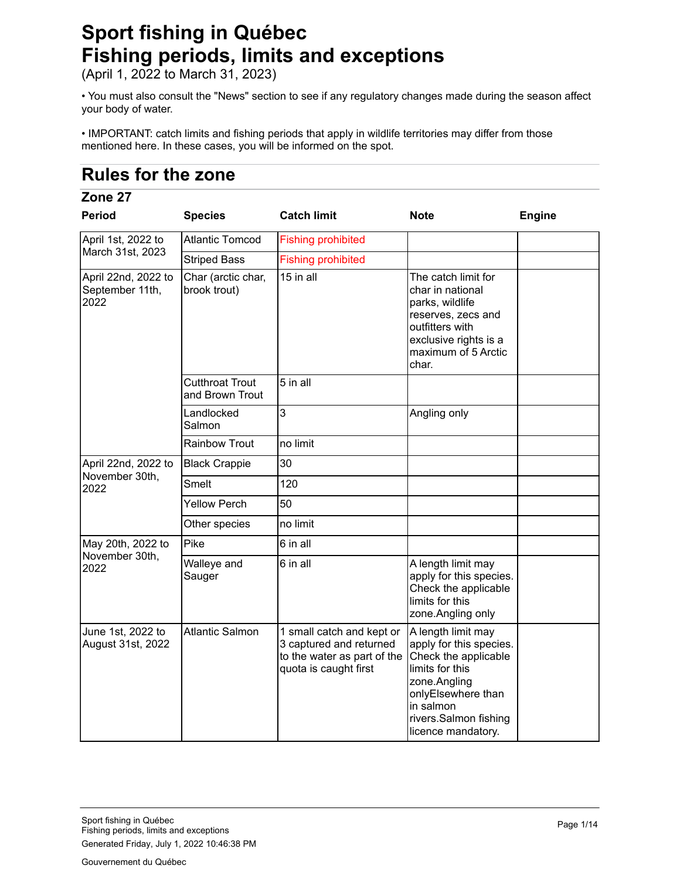# Sport fishing in Québec
# Fishing periods, limits and exceptions

(April 1, 2022 to March 31, 2023)

• You must also consult the "News" section to see if any regulatory changes made during the season affect your body of water.

• IMPORTANT: catch limits and fishing periods that apply in wildlife territories may differ from those mentioned here. In these cases, you will be informed on the spot.

## Rules for the zone

### Zone 27

| Period | Species | Catch limit | Note | Engine |
|---|---|---|---|---|
| April 1st, 2022 to March 31st, 2023 | Atlantic Tomcod | Fishing prohibited | | |
| | Striped Bass | Fishing prohibited | | |
| April 22nd, 2022 to September 11th, 2022 | Char (arctic char, brook trout) | 15 in all | The catch limit for char in national parks, wildlife reserves, zecs and outfitters with exclusive rights is a maximum of 5 Arctic char. | |
| | Cutthroat Trout and Brown Trout | 5 in all | | |
| | Landlocked Salmon | 3 | Angling only | |
| | Rainbow Trout | no limit | | |
| April 22nd, 2022 to November 30th, 2022 | Black Crappie | 30 | | |
| | Smelt | 120 | | |
| | Yellow Perch | 50 | | |
| | Other species | no limit | | |
| May 20th, 2022 to November 30th, 2022 | Pike | 6 in all | | |
| | Walleye and Sauger | 6 in all | A length limit may apply for this species. Check the applicable limits for this zone.Angling only | |
| June 1st, 2022 to August 31st, 2022 | Atlantic Salmon | 1 small catch and kept or 3 captured and returned to the water as part of the quota is caught first | A length limit may apply for this species. Check the applicable limits for this zone.Angling onlyElsewhere than in salmon rivers.Salmon fishing licence mandatory. | |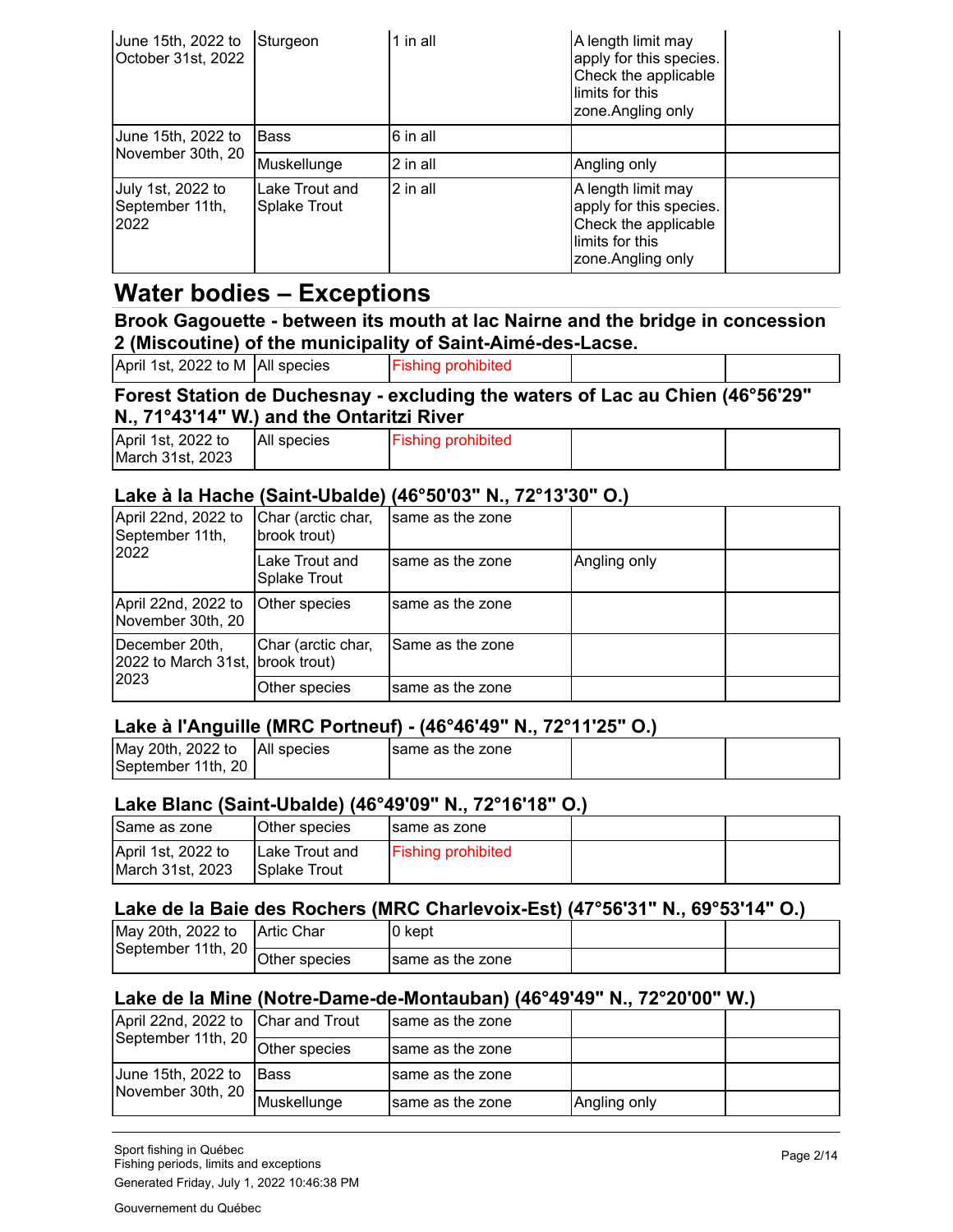| | | | | |
|---|---|---|---|---|
| June 15th, 2022 to October 31st, 2022 | Sturgeon | 1 in all | A length limit may apply for this species. Check the applicable limits for this zone.Angling only | |
| June 15th, 2022 to November 30th, 20 | Bass | 6 in all | | |
| | Muskellunge | 2 in all | Angling only | |
| July 1st, 2022 to September 11th, 2022 | Lake Trout and Splake Trout | 2 in all | A length limit may apply for this species. Check the applicable limits for this zone.Angling only | |

# Water bodies – Exceptions

### Brook Gagouette - between its mouth at lac Nairne and the bridge in concession 2 (Miscoutine) of the municipality of Saint-Aimé-des-Lacse.

| | | | | |
|---|---|---|---|---|
| April 1st, 2022 to M | All species | Fishing prohibited | | |

### Forest Station de Duchesnay - excluding the waters of Lac au Chien (46°56'29" N., 71°43'14" W.) and the Ontaritzi River

| | | | | |
|---|---|---|---|---|
| April 1st, 2022 to March 31st, 2023 | All species | Fishing prohibited | | |

### Lake à la Hache (Saint-Ubalde) (46°50'03" N., 72°13'30" O.)

| | | | | |
|---|---|---|---|---|
| April 22nd, 2022 to September 11th, 2022 | Char (arctic char, brook trout) | same as the zone | | |
| | Lake Trout and Splake Trout | same as the zone | Angling only | |
| April 22nd, 2022 to November 30th, 20 | Other species | same as the zone | | |
| December 20th, 2022 to March 31st, 2023 | Char (arctic char, brook trout) | Same as the zone | | |
| | Other species | same as the zone | | |

### Lake à l'Anguille (MRC Portneuf) - (46°46'49" N., 72°11'25" O.)

| | | | | |
|---|---|---|---|---|
| May 20th, 2022 to September 11th, 20 | All species | same as the zone | | |

### Lake Blanc (Saint-Ubalde) (46°49'09" N., 72°16'18" O.)

| | | | | |
|---|---|---|---|---|
| Same as zone | Other species | same as zone | | |
| April 1st, 2022 to March 31st, 2023 | Lake Trout and Splake Trout | Fishing prohibited | | |

### Lake de la Baie des Rochers (MRC Charlevoix-Est) (47°56'31" N., 69°53'14" O.)

| | | | | |
|---|---|---|---|---|
| May 20th, 2022 to September 11th, 20 | Artic Char | 0 kept | | |
| | Other species | same as the zone | | |

### Lake de la Mine (Notre-Dame-de-Montauban) (46°49'49" N., 72°20'00" W.)

| | | | | |
|---|---|---|---|---|
| April 22nd, 2022 to September 11th, 20 | Char and Trout | same as the zone | | |
| | Other species | same as the zone | | |
| June 15th, 2022 to November 30th, 20 | Bass | same as the zone | | |
| | Muskellunge | same as the zone | Angling only | |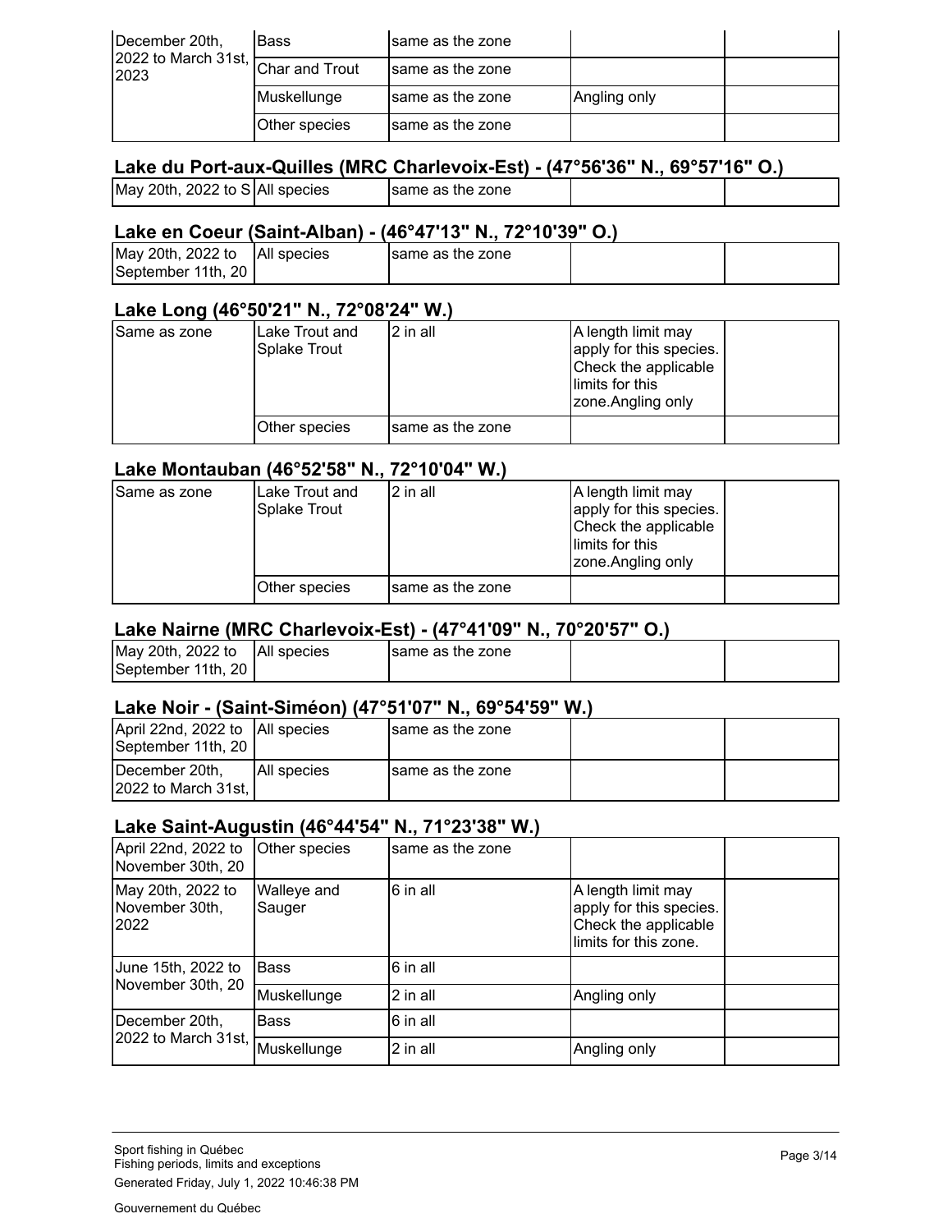| | | | | |
|---|---|---|---|---|
| December 20th, 2022 to March 31st, 2023 | Bass | same as the zone | | |
| | Char and Trout | same as the zone | | |
| | Muskellunge | same as the zone | Angling only | |
| | Other species | same as the zone | | |

### Lake du Port-aux-Quilles (MRC Charlevoix-Est) - (47°56'36" N., 69°57'16" O.)

| | | | | |
|---|---|---|---|---|
| May 20th, 2022 to S | All species | same as the zone | | |

### Lake en Coeur (Saint-Alban) - (46°47'13" N., 72°10'39" O.)

| | | | | |
|---|---|---|---|---|
| May 20th, 2022 to September 11th, 20 | All species | same as the zone | | |

### Lake Long (46°50'21" N., 72°08'24" W.)

| | | | | |
|---|---|---|---|---|
| Same as zone | Lake Trout and Splake Trout | 2 in all | A length limit may apply for this species. Check the applicable limits for this zone.Angling only | |
| | Other species | same as the zone | | |

### Lake Montauban (46°52'58" N., 72°10'04" W.)

| | | | | |
|---|---|---|---|---|
| Same as zone | Lake Trout and Splake Trout | 2 in all | A length limit may apply for this species. Check the applicable limits for this zone.Angling only | |
| | Other species | same as the zone | | |

### Lake Nairne (MRC Charlevoix-Est) - (47°41'09" N., 70°20'57" O.)

| | | | | |
|---|---|---|---|---|
| May 20th, 2022 to September 11th, 20 | All species | same as the zone | | |

### Lake Noir - (Saint-Siméon) (47°51'07" N., 69°54'59" W.)

| | | | | |
|---|---|---|---|---|
| April 22nd, 2022 to September 11th, 20 | All species | same as the zone | | |
| December 20th, 2022 to March 31st, | All species | same as the zone | | |

### Lake Saint-Augustin (46°44'54" N., 71°23'38" W.)

| | | | | |
|---|---|---|---|---|
| April 22nd, 2022 to November 30th, 20 | Other species | same as the zone | | |
| May 20th, 2022 to November 30th, 2022 | Walleye and Sauger | 6 in all | A length limit may apply for this species. Check the applicable limits for this zone. | |
| June 15th, 2022 to November 30th, 20 | Bass | 6 in all | | |
| | Muskellunge | 2 in all | Angling only | |
| December 20th, 2022 to March 31st, | Bass | 6 in all | | |
| | Muskellunge | 2 in all | Angling only | |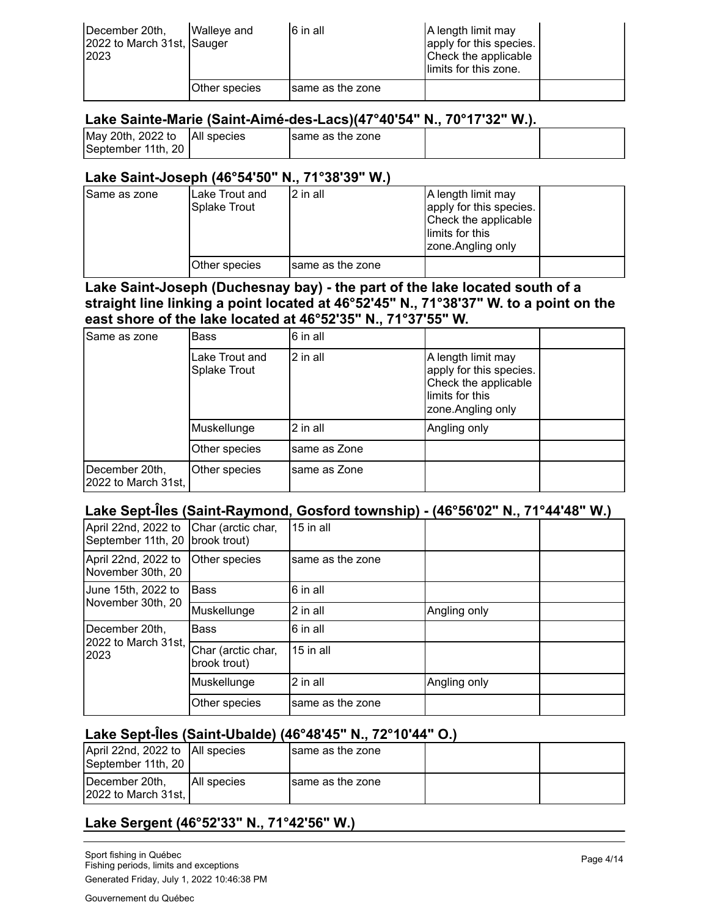| December 20th, 2022 to March 31st, 2023 | Walleye and Sauger | 6 in all | A length limit may apply for this species. Check the applicable limits for this zone. | |
|---|---|---|---|---|
| | Other species | same as the zone | | |

### Lake Sainte-Marie (Saint-Aimé-des-Lacs)(47°40'54" N., 70°17'32" W.).

| May 20th, 2022 to September 11th, 20 | All species | same as the zone | | |
|---|---|---|---|---|

### Lake Saint-Joseph (46°54'50" N., 71°38'39" W.)

| Same as zone | Lake Trout and Splake Trout | 2 in all | A length limit may apply for this species. Check the applicable limits for this zone.Angling only | |
|---|---|---|---|---|
| | Other species | same as the zone | | |

### Lake Saint-Joseph (Duchesnay bay) - the part of the lake located south of a straight line linking a point located at 46°52'45" N., 71°38'37" W. to a point on the east shore of the lake located at 46°52'35" N., 71°37'55" W.

| Same as zone | Bass | 6 in all | | |
|---|---|---|---|---|
| | Lake Trout and Splake Trout | 2 in all | A length limit may apply for this species. Check the applicable limits for this zone.Angling only | |
| | Muskellunge | 2 in all | Angling only | |
| | Other species | same as Zone | | |
| December 20th, 2022 to March 31st, | Other species | same as Zone | | |

### Lake Sept-Îles (Saint-Raymond, Gosford township) - (46°56'02" N., 71°44'48" W.)

| April 22nd, 2022 to September 11th, 20 | Char (arctic char, brook trout) | 15 in all | | |
|---|---|---|---|---|
| April 22nd, 2022 to November 30th, 20 | Other species | same as the zone | | |
| June 15th, 2022 to November 30th, 20 | Bass | 6 in all | | |
| | Muskellunge | 2 in all | Angling only | |
| December 20th, 2022 to March 31st, 2023 | Bass | 6 in all | | |
| | Char (arctic char, brook trout) | 15 in all | | |
| | Muskellunge | 2 in all | Angling only | |
| | Other species | same as the zone | | |

### Lake Sept-Îles (Saint-Ubalde) (46°48'45" N., 72°10'44" O.)

| April 22nd, 2022 to September 11th, 20 | All species | same as the zone | | |
|---|---|---|---|---|
| December 20th, 2022 to March 31st, | All species | same as the zone | | |

### Lake Sergent (46°52'33" N., 71°42'56" W.)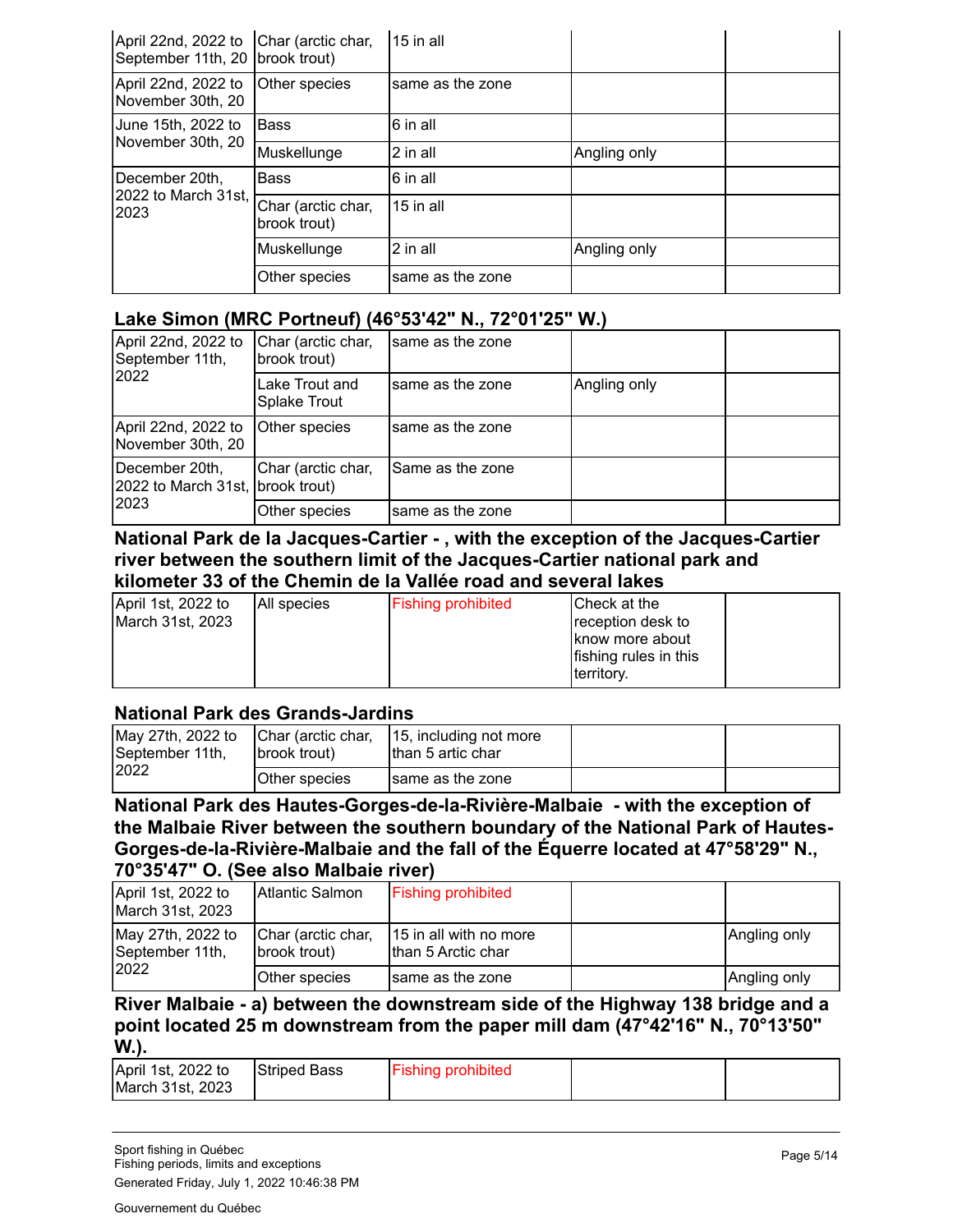| | | | | |
|---|---|---|---|---|
| April 22nd, 2022 to September 11th, 20 | Char (arctic char, brook trout) | 15 in all | | |
| April 22nd, 2022 to November 30th, 20 | Other species | same as the zone | | |
| June 15th, 2022 to November 30th, 20 | Bass | 6 in all | | |
| | Muskellunge | 2 in all | Angling only | |
| December 20th, 2022 to March 31st, 2023 | Bass | 6 in all | | |
| | Char (arctic char, brook trout) | 15 in all | | |
| | Muskellunge | 2 in all | Angling only | |
| | Other species | same as the zone | | |

### Lake Simon (MRC Portneuf) (46°53'42" N., 72°01'25" W.)

| | | | | |
|---|---|---|---|---|
| April 22nd, 2022 to September 11th, 2022 | Char (arctic char, brook trout) | same as the zone | | |
| | Lake Trout and Splake Trout | same as the zone | Angling only | |
| April 22nd, 2022 to November 30th, 20 | Other species | same as the zone | | |
| December 20th, 2022 to March 31st, 2023 | Char (arctic char, brook trout) | Same as the zone | | |
| | Other species | same as the zone | | |

### National Park de la Jacques-Cartier - , with the exception of the Jacques-Cartier river between the southern limit of the Jacques-Cartier national park and kilometer 33 of the Chemin de la Vallée road and several lakes

| | | | | |
|---|---|---|---|---|
| April 1st, 2022 to March 31st, 2023 | All species | Fishing prohibited | Check at the reception desk to know more about fishing rules in this territory. | |

### National Park des Grands-Jardins

| | | | | |
|---|---|---|---|---|
| May 27th, 2022 to September 11th, 2022 | Char (arctic char, brook trout) | 15, including not more than 5 artic char | | |
| | Other species | same as the zone | | |

### National Park des Hautes-Gorges-de-la-Rivière-Malbaie - with the exception of the Malbaie River between the southern boundary of the National Park of Hautes-Gorges-de-la-Rivière-Malbaie and the fall of the Équerre located at 47°58'29" N., 70°35'47" O. (See also Malbaie river)

| | | | | |
|---|---|---|---|---|
| April 1st, 2022 to March 31st, 2023 | Atlantic Salmon | Fishing prohibited | | |
| May 27th, 2022 to September 11th, 2022 | Char (arctic char, brook trout) | 15 in all with no more than 5 Arctic char | | Angling only |
| | Other species | same as the zone | | Angling only |

### River Malbaie - a) between the downstream side of the Highway 138 bridge and a point located 25 m downstream from the paper mill dam (47°42'16" N., 70°13'50" W.).

| | | | | |
|---|---|---|---|---|
| April 1st, 2022 to March 31st, 2023 | Striped Bass | Fishing prohibited | | |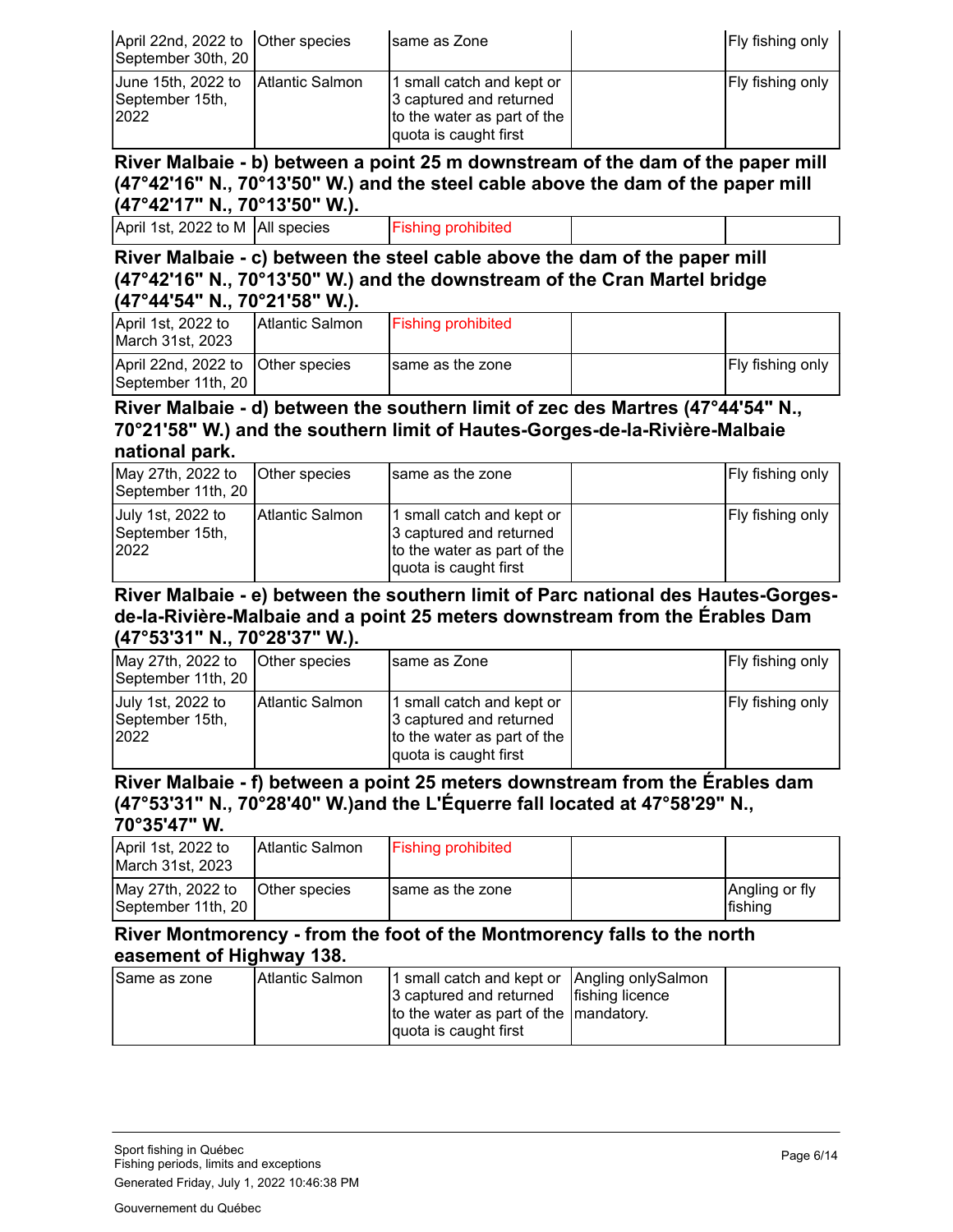| | | | | |
|---|---|---|---|---|
| April 22nd, 2022 to September 30th, 20 | Other species | same as Zone | | Fly fishing only |
| June 15th, 2022 to September 15th, 2022 | Atlantic Salmon | 1 small catch and kept or 3 captured and returned to the water as part of the quota is caught first | | Fly fishing only |

### River Malbaie - b) between a point 25 m downstream of the dam of the paper mill (47°42'16" N., 70°13'50" W.) and the steel cable above the dam of the paper mill (47°42'17" N., 70°13'50" W.).

| | | | | |
|---|---|---|---|---|
| April 1st, 2022 to M | All species | Fishing prohibited | | |

### River Malbaie - c) between the steel cable above the dam of the paper mill (47°42'16" N., 70°13'50" W.) and the downstream of the Cran Martel bridge (47°44'54" N., 70°21'58" W.).

| | | | | |
|---|---|---|---|---|
| April 1st, 2022 to March 31st, 2023 | Atlantic Salmon | Fishing prohibited | | |
| April 22nd, 2022 to September 11th, 20 | Other species | same as the zone | | Fly fishing only |

### River Malbaie - d) between the southern limit of zec des Martres (47°44'54" N., 70°21'58" W.) and the southern limit of Hautes-Gorges-de-la-Rivière-Malbaie national park.

| | | | | |
|---|---|---|---|---|
| May 27th, 2022 to September 11th, 20 | Other species | same as the zone | | Fly fishing only |
| July 1st, 2022 to September 15th, 2022 | Atlantic Salmon | 1 small catch and kept or 3 captured and returned to the water as part of the quota is caught first | | Fly fishing only |

### River Malbaie - e) between the southern limit of Parc national des Hautes-Gorges-de-la-Rivière-Malbaie and a point 25 meters downstream from the Érables Dam (47°53'31" N., 70°28'37" W.).

| | | | | |
|---|---|---|---|---|
| May 27th, 2022 to September 11th, 20 | Other species | same as Zone | | Fly fishing only |
| July 1st, 2022 to September 15th, 2022 | Atlantic Salmon | 1 small catch and kept or 3 captured and returned to the water as part of the quota is caught first | | Fly fishing only |

### River Malbaie - f) between a point 25 meters downstream from the Érables dam (47°53'31" N., 70°28'40" W.)and the L'Équerre fall located at 47°58'29" N., 70°35'47" W.

| | | | | |
|---|---|---|---|---|
| April 1st, 2022 to March 31st, 2023 | Atlantic Salmon | Fishing prohibited | | |
| May 27th, 2022 to September 11th, 20 | Other species | same as the zone | | Angling or fly fishing |

### River Montmorency - from the foot of the Montmorency falls to the north easement of Highway 138.

| | | | | |
|---|---|---|---|---|
| Same as zone | Atlantic Salmon | 1 small catch and kept or 3 captured and returned to the water as part of the quota is caught first | Angling onlySalmon fishing licence mandatory. | |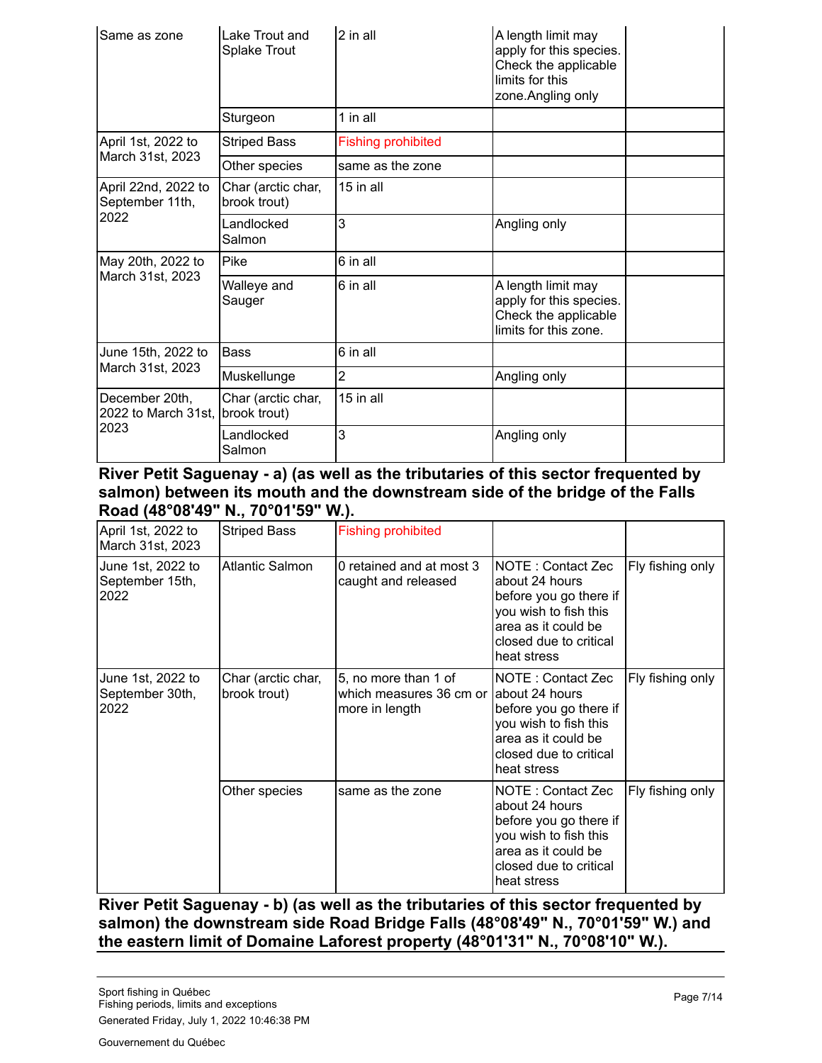| | | | | |
|---|---|---|---|---|
| Same as zone | Lake Trout and Splake Trout | 2 in all | A length limit may apply for this species. Check the applicable limits for this zone.Angling only | |
| | Sturgeon | 1 in all | | |
| April 1st, 2022 to March 31st, 2023 | Striped Bass | Fishing prohibited | | |
| | Other species | same as the zone | | |
| April 22nd, 2022 to September 11th, 2022 | Char (arctic char, brook trout) | 15 in all | | |
| | Landlocked Salmon | 3 | Angling only | |
| May 20th, 2022 to March 31st, 2023 | Pike | 6 in all | | |
| | Walleye and Sauger | 6 in all | A length limit may apply for this species. Check the applicable limits for this zone. | |
| June 15th, 2022 to March 31st, 2023 | Bass | 6 in all | | |
| | Muskellunge | 2 | Angling only | |
| December 20th, 2022 to March 31st, 2023 | Char (arctic char, brook trout) | 15 in all | | |
| | Landlocked Salmon | 3 | Angling only | |

**River Petit Saguenay - a) (as well as the tributaries of this sector frequented by salmon) between its mouth and the downstream side of the bridge of the Falls Road (48°08'49" N., 70°01'59" W.).**

| | | | | |
|---|---|---|---|---|
| April 1st, 2022 to March 31st, 2023 | Striped Bass | Fishing prohibited | | |
| June 1st, 2022 to September 15th, 2022 | Atlantic Salmon | 0 retained and at most 3 caught and released | NOTE : Contact Zec about 24 hours before you go there if you wish to fish this area as it could be closed due to critical heat stress | Fly fishing only |
| June 1st, 2022 to September 30th, 2022 | Char (arctic char, brook trout) | 5, no more than 1 of which measures 36 cm or more in length | NOTE : Contact Zec about 24 hours before you go there if you wish to fish this area as it could be closed due to critical heat stress | Fly fishing only |
| | Other species | same as the zone | NOTE : Contact Zec about 24 hours before you go there if you wish to fish this area as it could be closed due to critical heat stress | Fly fishing only |

**River Petit Saguenay - b) (as well as the tributaries of this sector frequented by salmon) the downstream side Road Bridge Falls (48°08'49" N., 70°01'59" W.) and the eastern limit of Domaine Laforest property (48°01'31" N., 70°08'10" W.).**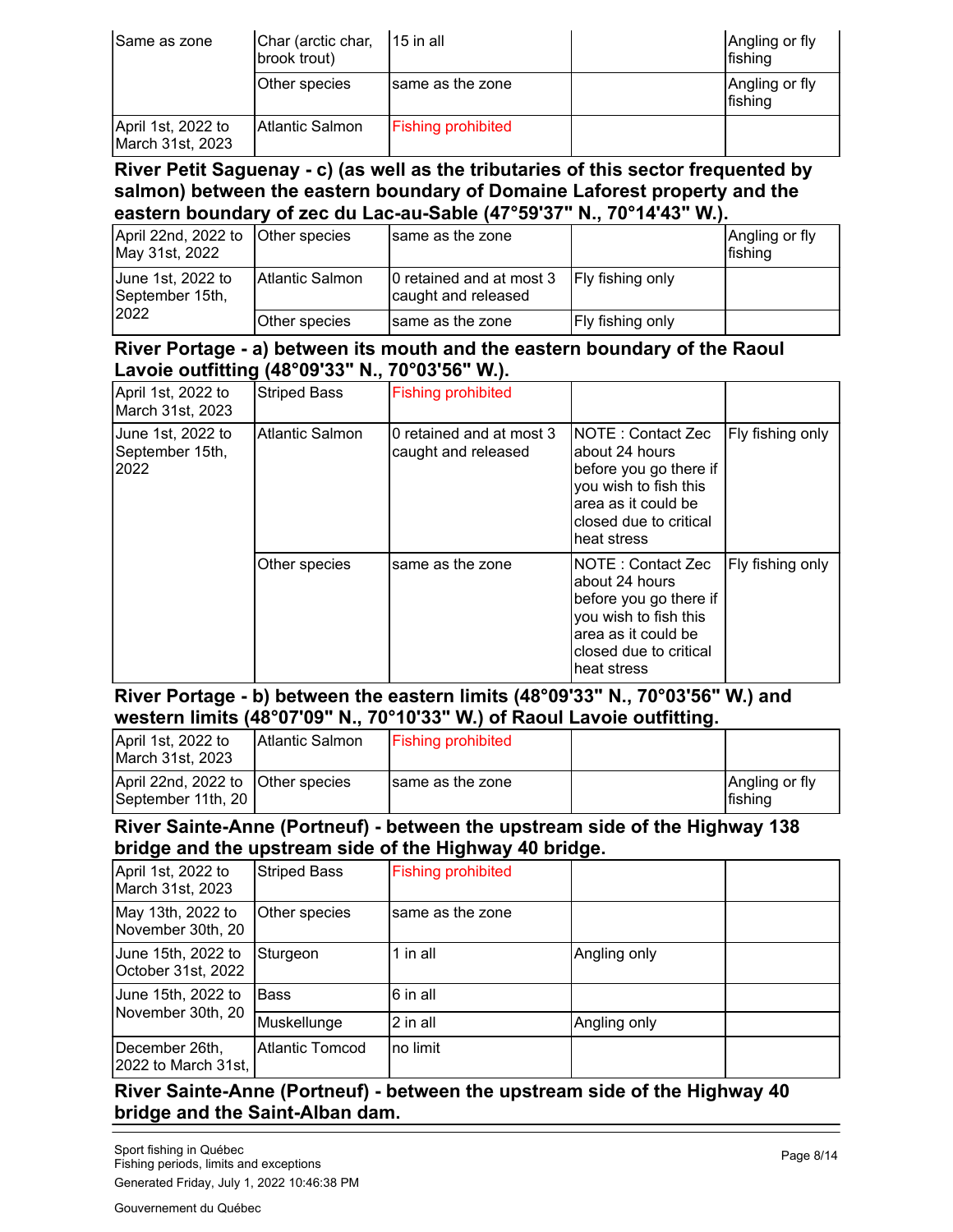| Same as zone | Char (arctic char, brook trout) | 15 in all | | Angling or fly fishing |
|---|---|---|---|---|
| | Other species | same as the zone | | Angling or fly fishing |
| April 1st, 2022 to March 31st, 2023 | Atlantic Salmon | Fishing prohibited | | |

**River Petit Saguenay - c) (as well as the tributaries of this sector frequented by salmon) between the eastern boundary of Domaine Laforest property and the eastern boundary of zec du Lac-au-Sable (47°59'37" N., 70°14'43" W.).**

| April 22nd, 2022 to May 31st, 2022 | Other species | same as the zone | | Angling or fly fishing |
|---|---|---|---|---|
| June 1st, 2022 to September 15th, 2022 | Atlantic Salmon | 0 retained and at most 3 caught and released | Fly fishing only | |
| | Other species | same as the zone | Fly fishing only | |

**River Portage - a) between its mouth and the eastern boundary of the Raoul Lavoie outfitting (48°09'33" N., 70°03'56" W.).**

| April 1st, 2022 to March 31st, 2023 | Striped Bass | Fishing prohibited | | |
|---|---|---|---|---|
| June 1st, 2022 to September 15th, 2022 | Atlantic Salmon | 0 retained and at most 3 caught and released | NOTE : Contact Zec about 24 hours before you go there if you wish to fish this area as it could be closed due to critical heat stress | Fly fishing only |
| | Other species | same as the zone | NOTE : Contact Zec about 24 hours before you go there if you wish to fish this area as it could be closed due to critical heat stress | Fly fishing only |

**River Portage - b) between the eastern limits (48°09'33" N., 70°03'56" W.) and western limits (48°07'09" N., 70°10'33" W.) of Raoul Lavoie outfitting.**

| April 1st, 2022 to March 31st, 2023 | Atlantic Salmon | Fishing prohibited | | |
|---|---|---|---|---|
| April 22nd, 2022 to September 11th, 20 | Other species | same as the zone | | Angling or fly fishing |

**River Sainte-Anne (Portneuf) - between the upstream side of the Highway 138 bridge and the upstream side of the Highway 40 bridge.**

| April 1st, 2022 to March 31st, 2023 | Striped Bass | Fishing prohibited | | |
|---|---|---|---|---|
| May 13th, 2022 to November 30th, 20 | Other species | same as the zone | | |
| June 15th, 2022 to October 31st, 2022 | Sturgeon | 1 in all | Angling only | |
| June 15th, 2022 to November 30th, 20 | Bass | 6 in all | | |
| | Muskellunge | 2 in all | Angling only | |
| December 26th, 2022 to March 31st, | Atlantic Tomcod | no limit | | |

**River Sainte-Anne (Portneuf) - between the upstream side of the Highway 40 bridge and the Saint-Alban dam.**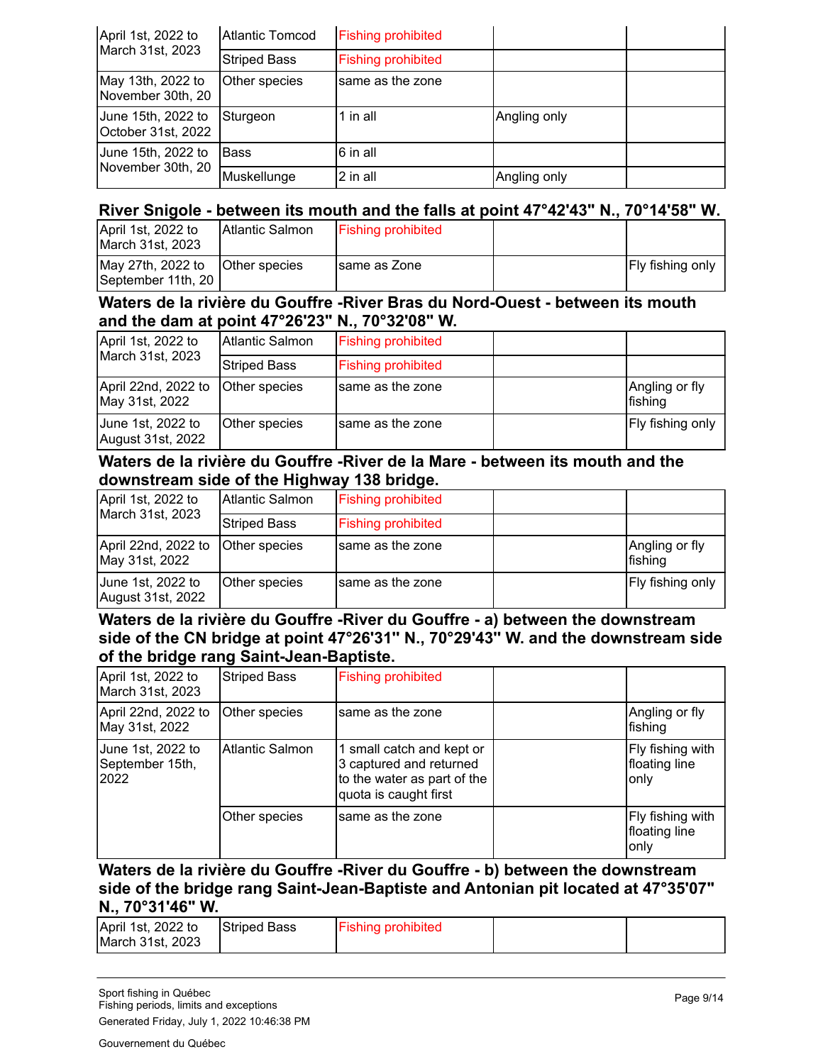| April 1st, 2022 to March 31st, 2023 | Atlantic Tomcod | Fishing prohibited | | |
|---|---|---|---|---|
| | Striped Bass | Fishing prohibited | | |
| May 13th, 2022 to November 30th, 20 | Other species | same as the zone | | |
| June 15th, 2022 to October 31st, 2022 | Sturgeon | 1 in all | Angling only | |
| June 15th, 2022 to November 30th, 20 | Bass | 6 in all | | |
| | Muskellunge | 2 in all | Angling only | |

### River Snigole - between its mouth and the falls at point 47°42'43" N., 70°14'58" W.

| April 1st, 2022 to March 31st, 2023 | Atlantic Salmon | Fishing prohibited | | |
|---|---|---|---|---|
| May 27th, 2022 to September 11th, 20 | Other species | same as Zone | | Fly fishing only |

### Waters de la rivière du Gouffre -River Bras du Nord-Ouest - between its mouth and the dam at point 47°26'23" N., 70°32'08" W.

| April 1st, 2022 to March 31st, 2023 | Atlantic Salmon | Fishing prohibited | | |
|---|---|---|---|---|
| | Striped Bass | Fishing prohibited | | |
| April 22nd, 2022 to May 31st, 2022 | Other species | same as the zone | | Angling or fly fishing |
| June 1st, 2022 to August 31st, 2022 | Other species | same as the zone | | Fly fishing only |

### Waters de la rivière du Gouffre -River de la Mare - between its mouth and the downstream side of the Highway 138 bridge.

| April 1st, 2022 to March 31st, 2023 | Atlantic Salmon | Fishing prohibited | | |
|---|---|---|---|---|
| | Striped Bass | Fishing prohibited | | |
| April 22nd, 2022 to May 31st, 2022 | Other species | same as the zone | | Angling or fly fishing |
| June 1st, 2022 to August 31st, 2022 | Other species | same as the zone | | Fly fishing only |

### Waters de la rivière du Gouffre -River du Gouffre - a) between the downstream side of the CN bridge at point 47°26'31" N., 70°29'43" W. and the downstream side of the bridge rang Saint-Jean-Baptiste.

| April 1st, 2022 to March 31st, 2023 | Striped Bass | Fishing prohibited | | |
|---|---|---|---|---|
| April 22nd, 2022 to May 31st, 2022 | Other species | same as the zone | | Angling or fly fishing |
| June 1st, 2022 to September 15th, 2022 | Atlantic Salmon | 1 small catch and kept or 3 captured and returned to the water as part of the quota is caught first | | Fly fishing with floating line only |
| | Other species | same as the zone | | Fly fishing with floating line only |

### Waters de la rivière du Gouffre -River du Gouffre - b) between the downstream side of the bridge rang Saint-Jean-Baptiste and Antonian pit located at 47°35'07" N., 70°31'46" W.

| April 1st, 2022 to March 31st, 2023 | Striped Bass | Fishing prohibited | | |
|---|---|---|---|---|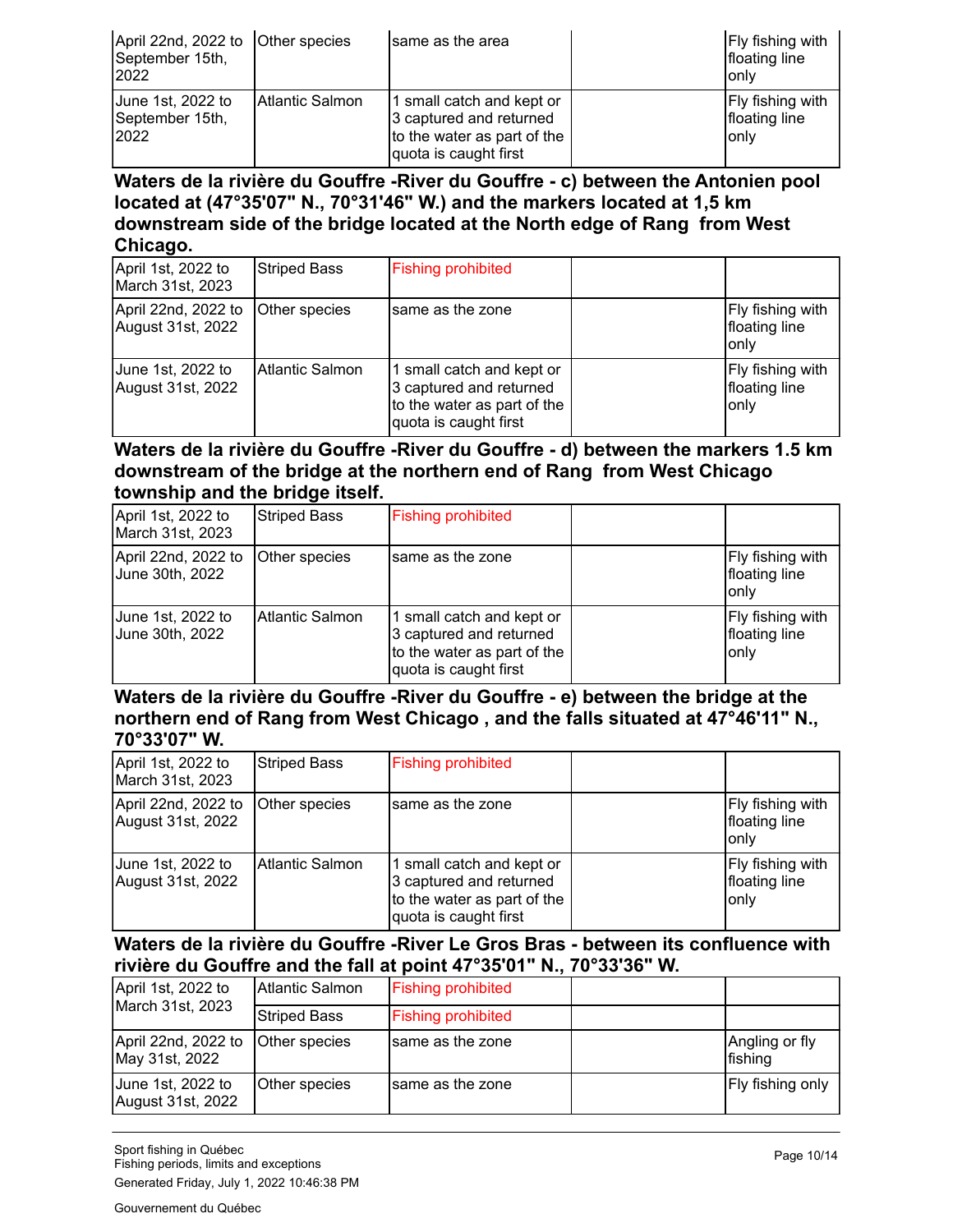| | | | | |
|---|---|---|---|---|
| April 22nd, 2022 to September 15th, 2022 | Other species | same as the area | | Fly fishing with floating line only |
| June 1st, 2022 to September 15th, 2022 | Atlantic Salmon | 1 small catch and kept or 3 captured and returned to the water as part of the quota is caught first | | Fly fishing with floating line only |

### Waters de la rivière du Gouffre -River du Gouffre - c) between the Antonien pool located at (47°35'07" N., 70°31'46" W.) and the markers located at 1,5 km downstream side of the bridge located at the North edge of Rang from West Chicago.

| | | | | |
|---|---|---|---|---|
| April 1st, 2022 to March 31st, 2023 | Striped Bass | Fishing prohibited | | |
| April 22nd, 2022 to August 31st, 2022 | Other species | same as the zone | | Fly fishing with floating line only |
| June 1st, 2022 to August 31st, 2022 | Atlantic Salmon | 1 small catch and kept or 3 captured and returned to the water as part of the quota is caught first | | Fly fishing with floating line only |

### Waters de la rivière du Gouffre -River du Gouffre - d) between the markers 1.5 km downstream of the bridge at the northern end of Rang from West Chicago township and the bridge itself.

| | | | | |
|---|---|---|---|---|
| April 1st, 2022 to March 31st, 2023 | Striped Bass | Fishing prohibited | | |
| April 22nd, 2022 to June 30th, 2022 | Other species | same as the zone | | Fly fishing with floating line only |
| June 1st, 2022 to June 30th, 2022 | Atlantic Salmon | 1 small catch and kept or 3 captured and returned to the water as part of the quota is caught first | | Fly fishing with floating line only |

### Waters de la rivière du Gouffre -River du Gouffre - e) between the bridge at the northern end of Rang from West Chicago , and the falls situated at 47°46'11" N., 70°33'07" W.

| | | | | |
|---|---|---|---|---|
| April 1st, 2022 to March 31st, 2023 | Striped Bass | Fishing prohibited | | |
| April 22nd, 2022 to August 31st, 2022 | Other species | same as the zone | | Fly fishing with floating line only |
| June 1st, 2022 to August 31st, 2022 | Atlantic Salmon | 1 small catch and kept or 3 captured and returned to the water as part of the quota is caught first | | Fly fishing with floating line only |

### Waters de la rivière du Gouffre -River Le Gros Bras - between its confluence with rivière du Gouffre and the fall at point 47°35'01" N., 70°33'36" W.

| | | | | |
|---|---|---|---|---|
| April 1st, 2022 to March 31st, 2023 | Atlantic Salmon | Fishing prohibited | | |
| | Striped Bass | Fishing prohibited | | |
| April 22nd, 2022 to May 31st, 2022 | Other species | same as the zone | | Angling or fly fishing |
| June 1st, 2022 to August 31st, 2022 | Other species | same as the zone | | Fly fishing only |

Sport fishing in Québec
Fishing periods, limits and exceptions
Generated Friday, July 1, 2022 10:46:38 PM

Gouvernement du Québec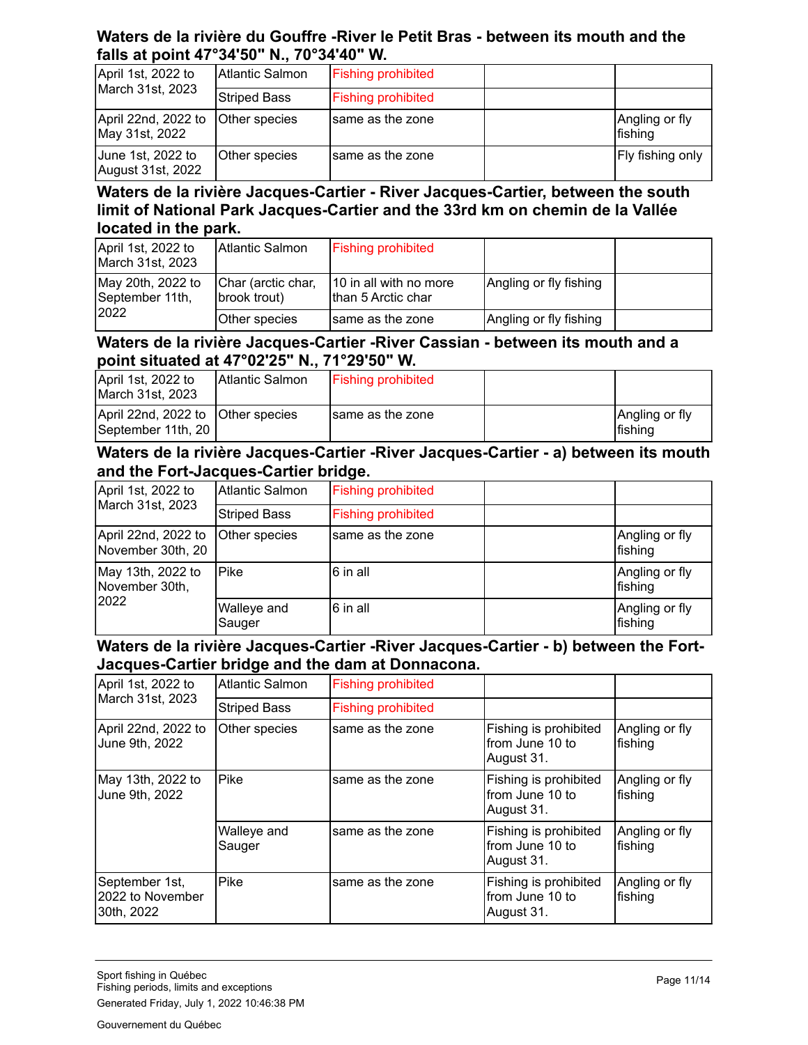### Waters de la rivière du Gouffre -River le Petit Bras - between its mouth and the falls at point 47°34'50" N., 70°34'40" W.

| | | | | |
|---|---|---|---|---|
| April 1st, 2022 to March 31st, 2023 | Atlantic Salmon | Fishing prohibited | | |
| | Striped Bass | Fishing prohibited | | |
| April 22nd, 2022 to May 31st, 2022 | Other species | same as the zone | | Angling or fly fishing |
| June 1st, 2022 to August 31st, 2022 | Other species | same as the zone | | Fly fishing only |

### Waters de la rivière Jacques-Cartier - River Jacques-Cartier, between the south limit of National Park Jacques-Cartier and the 33rd km on chemin de la Vallée located in the park.

| | | | | |
|---|---|---|---|---|
| April 1st, 2022 to March 31st, 2023 | Atlantic Salmon | Fishing prohibited | | |
| May 20th, 2022 to September 11th, 2022 | Char (arctic char, brook trout) | 10 in all with no more than 5 Arctic char | Angling or fly fishing | |
| | Other species | same as the zone | Angling or fly fishing | |

### Waters de la rivière Jacques-Cartier -River Cassian - between its mouth and a point situated at 47°02'25" N., 71°29'50" W.

| | | | | |
|---|---|---|---|---|
| April 1st, 2022 to March 31st, 2023 | Atlantic Salmon | Fishing prohibited | | |
| April 22nd, 2022 to September 11th, 20 | Other species | same as the zone | | Angling or fly fishing |

### Waters de la rivière Jacques-Cartier -River Jacques-Cartier - a) between its mouth and the Fort-Jacques-Cartier bridge.

| | | | | |
|---|---|---|---|---|
| April 1st, 2022 to March 31st, 2023 | Atlantic Salmon | Fishing prohibited | | |
| | Striped Bass | Fishing prohibited | | |
| April 22nd, 2022 to November 30th, 20 | Other species | same as the zone | | Angling or fly fishing |
| May 13th, 2022 to November 30th, 2022 | Pike | 6 in all | | Angling or fly fishing |
| | Walleye and Sauger | 6 in all | | Angling or fly fishing |

### Waters de la rivière Jacques-Cartier -River Jacques-Cartier - b) between the Fort-Jacques-Cartier bridge and the dam at Donnacona.

| | | | | |
|---|---|---|---|---|
| April 1st, 2022 to March 31st, 2023 | Atlantic Salmon | Fishing prohibited | | |
| | Striped Bass | Fishing prohibited | | |
| April 22nd, 2022 to June 9th, 2022 | Other species | same as the zone | Fishing is prohibited from June 10 to August 31. | Angling or fly fishing |
| May 13th, 2022 to June 9th, 2022 | Pike | same as the zone | Fishing is prohibited from June 10 to August 31. | Angling or fly fishing |
| | Walleye and Sauger | same as the zone | Fishing is prohibited from June 10 to August 31. | Angling or fly fishing |
| September 1st, 2022 to November 30th, 2022 | Pike | same as the zone | Fishing is prohibited from June 10 to August 31. | Angling or fly fishing |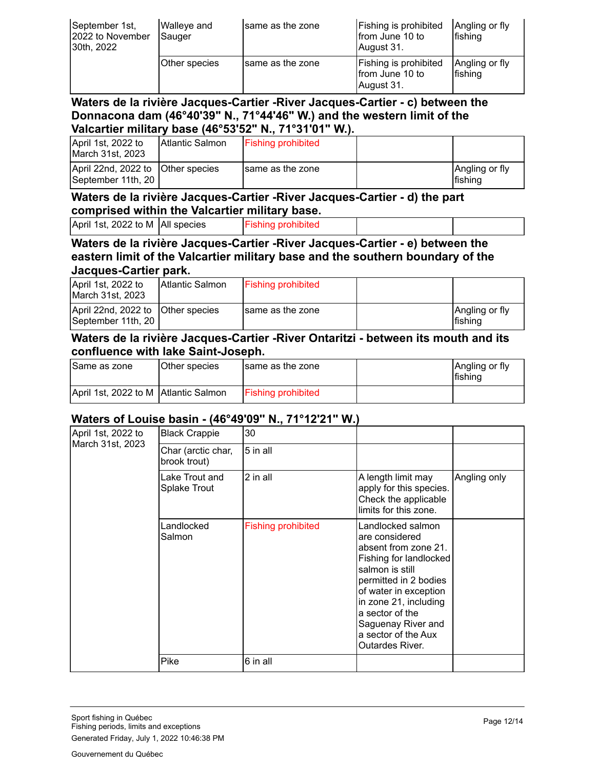| September 1st, 2022 to November 30th, 2022 | Walleye and Sauger | same as the zone | Fishing is prohibited from June 10 to August 31. | Angling or fly fishing |
|---|---|---|---|---|
| | Other species | same as the zone | Fishing is prohibited from June 10 to August 31. | Angling or fly fishing |

### Waters de la rivière Jacques-Cartier -River Jacques-Cartier - c) between the Donnacona dam (46°40'39" N., 71°44'46" W.) and the western limit of the Valcartier military base (46°53'52" N., 71°31'01" W.).

| | | | | |
|---|---|---|---|---|
| April 1st, 2022 to March 31st, 2023 | Atlantic Salmon | Fishing prohibited | | |
| April 22nd, 2022 to September 11th, 20 | Other species | same as the zone | | Angling or fly fishing |

### Waters de la rivière Jacques-Cartier -River Jacques-Cartier - d) the part comprised within the Valcartier military base.

| | | | | |
|---|---|---|---|---|
| April 1st, 2022 to M | All species | Fishing prohibited | | |

### Waters de la rivière Jacques-Cartier -River Jacques-Cartier - e) between the eastern limit of the Valcartier military base and the southern boundary of the Jacques-Cartier park.

| | | | | |
|---|---|---|---|---|
| April 1st, 2022 to March 31st, 2023 | Atlantic Salmon | Fishing prohibited | | |
| April 22nd, 2022 to September 11th, 20 | Other species | same as the zone | | Angling or fly fishing |

### Waters de la rivière Jacques-Cartier -River Ontaritzi - between its mouth and its confluence with lake Saint-Joseph.

| | | | | |
|---|---|---|---|---|
| Same as zone | Other species | same as the zone | | Angling or fly fishing |
| April 1st, 2022 to M | Atlantic Salmon | Fishing prohibited | | |

### Waters of Louise basin - (46°49'09" N., 71°12'21" W.)

| | | | | |
|---|---|---|---|---|
| April 1st, 2022 to March 31st, 2023 | Black Crappie | 30 | | |
| | Char (arctic char, brook trout) | 5 in all | | |
| | Lake Trout and Splake Trout | 2 in all | A length limit may apply for this species. Check the applicable limits for this zone. | Angling only |
| | Landlocked Salmon | Fishing prohibited | Landlocked salmon are considered absent from zone 21. Fishing for landlocked salmon is still permitted in 2 bodies of water in exception in zone 21, including a sector of the Saguenay River and a sector of the Aux Outardes River. | |
| | Pike | 6 in all | | |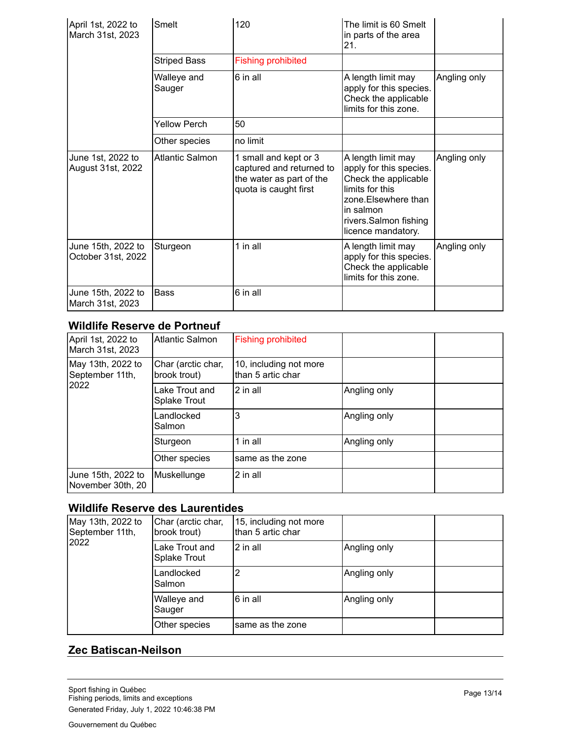| | | | | |
|---|---|---|---|---|
| April 1st, 2022 to March 31st, 2023 | Smelt | 120 | The limit is 60 Smelt in parts of the area 21. | |
| | Striped Bass | Fishing prohibited | | |
| | Walleye and Sauger | 6 in all | A length limit may apply for this species. Check the applicable limits for this zone. | Angling only |
| | Yellow Perch | 50 | | |
| | Other species | no limit | | |
| June 1st, 2022 to August 31st, 2022 | Atlantic Salmon | 1 small and kept or 3 captured and returned to the water as part of the quota is caught first | A length limit may apply for this species. Check the applicable limits for this zone.Elsewhere than in salmon rivers.Salmon fishing licence mandatory. | Angling only |
| June 15th, 2022 to October 31st, 2022 | Sturgeon | 1 in all | A length limit may apply for this species. Check the applicable limits for this zone. | Angling only |
| June 15th, 2022 to March 31st, 2023 | Bass | 6 in all | | |

## Wildlife Reserve de Portneuf

| | | | | |
|---|---|---|---|---|
| April 1st, 2022 to March 31st, 2023 | Atlantic Salmon | Fishing prohibited | | |
| May 13th, 2022 to September 11th, 2022 | Char (arctic char, brook trout) | 10, including not more than 5 artic char | | |
| | Lake Trout and Splake Trout | 2 in all | Angling only | |
| | Landlocked Salmon | 3 | Angling only | |
| | Sturgeon | 1 in all | Angling only | |
| | Other species | same as the zone | | |
| June 15th, 2022 to November 30th, 20 | Muskellunge | 2 in all | | |

## Wildlife Reserve des Laurentides

| | | | | |
|---|---|---|---|---|
| May 13th, 2022 to September 11th, 2022 | Char (arctic char, brook trout) | 15, including not more than 5 artic char | | |
| | Lake Trout and Splake Trout | 2 in all | Angling only | |
| | Landlocked Salmon | 2 | Angling only | |
| | Walleye and Sauger | 6 in all | Angling only | |
| | Other species | same as the zone | | |

## Zec Batiscan-Neilson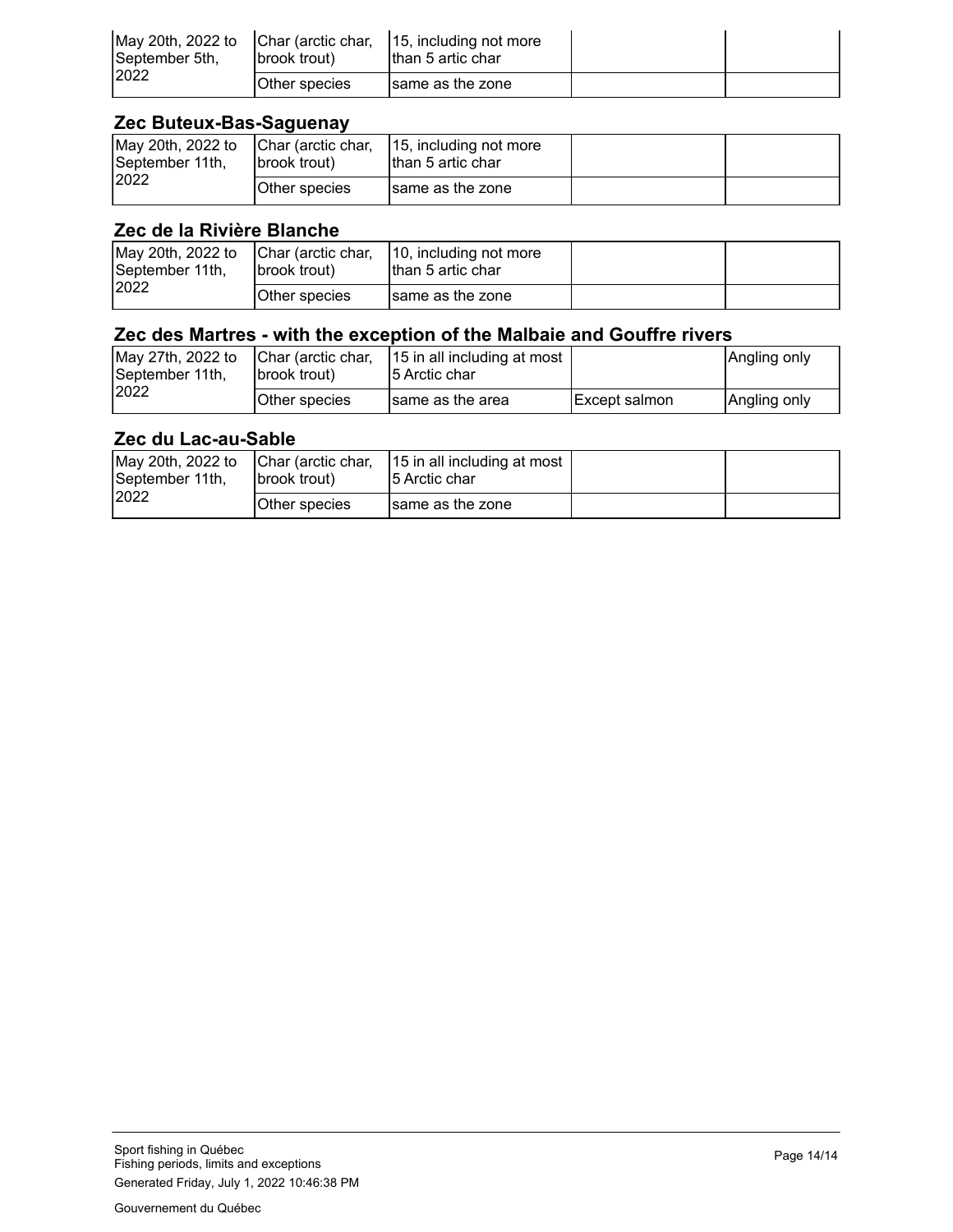| | | | | |
|---|---|---|---|---|
| May 20th, 2022 to September 5th, 2022 | Char (arctic char, brook trout) | 15, including not more than 5 artic char | | |
| | Other species | same as the zone | | |

### Zec Buteux-Bas-Saguenay

| | | | | |
|---|---|---|---|---|
| May 20th, 2022 to September 11th, 2022 | Char (arctic char, brook trout) | 15, including not more than 5 artic char | | |
| | Other species | same as the zone | | |

### Zec de la Rivière Blanche

| | | | | |
|---|---|---|---|---|
| May 20th, 2022 to September 11th, 2022 | Char (arctic char, brook trout) | 10, including not more than 5 artic char | | |
| | Other species | same as the zone | | |

### Zec des Martres - with the exception of the Malbaie and Gouffre rivers

| | | | | |
|---|---|---|---|---|
| May 27th, 2022 to September 11th, 2022 | Char (arctic char, brook trout) | 15 in all including at most 5 Arctic char | | Angling only |
| | Other species | same as the area | Except salmon | Angling only |

### Zec du Lac-au-Sable

| | | | | |
|---|---|---|---|---|
| May 20th, 2022 to September 11th, 2022 | Char (arctic char, brook trout) | 15 in all including at most 5 Arctic char | | |
| | Other species | same as the zone | | |